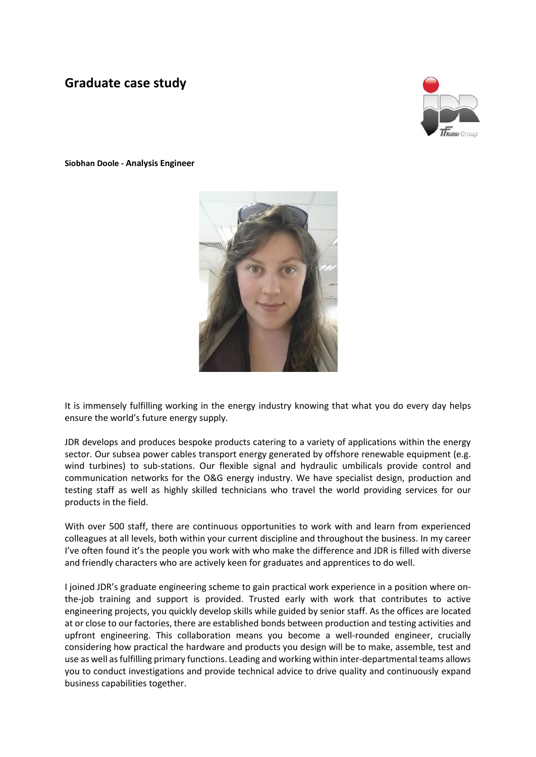# Graduate case study

**Siobhan Doole - Analysis Engineer**

It is immensely fulfilling working in the energy industry knowing that what you do every day helps ensure the world's future energy supply.

JDR develops and produces bespoke products catering to a variety of applications within the energy sector. Our subsea power cables transport energy generated by offshore renewable equipment (e.g. wind turbines) to sub-stations. Our flexible signal and hydraulic umbilicals provide control and communication networks for the O&G energy industry. We have specialist design, production and testing staff as well as highly skilled technicians who travel the world providing services for our products in the field.

With over 500 staff, there are continuous opportunities to work with and learn from experienced colleagues at all levels, both within your current discipline and throughout the business. In my career I've often found it's the people you work with who make the difference and JDR is filled with diverse and friendly characters who are actively keen for graduates and apprentices to do well.

I joined JDR's graduate engineering scheme to gain practical work experience in a position where on-the-job training and support is provided. Trusted early with work that contributes to active engineering projects, you quickly develop skills while guided by senior staff. As the offices are located at or close to our factories, there are established bonds between production and testing activities and upfront engineering. This collaboration means you become a well-rounded engineer, crucially considering how practical the hardware and products you design will be to make, assemble, test and use as well as fulfilling primary functions. Leading and working within inter-departmental teams allows you to conduct investigations and provide technical advice to drive quality and continuously expand business capabilities together.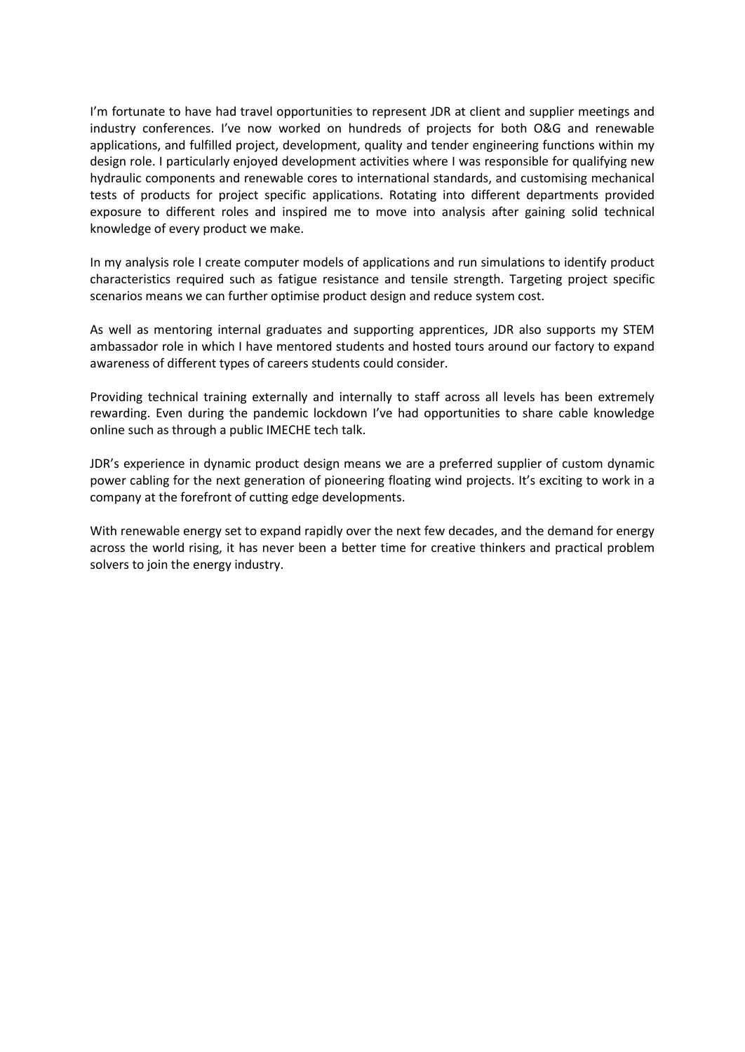I'm fortunate to have had travel opportunities to represent JDR at client and supplier meetings and industry conferences. I've now worked on hundreds of projects for both O&G and renewable applications, and fulfilled project, development, quality and tender engineering functions within my design role. I particularly enjoyed development activities where I was responsible for qualifying new hydraulic components and renewable cores to international standards, and customising mechanical tests of products for project specific applications. Rotating into different departments provided exposure to different roles and inspired me to move into analysis after gaining solid technical knowledge of every product we make.

In my analysis role I create computer models of applications and run simulations to identify product characteristics required such as fatigue resistance and tensile strength. Targeting project specific scenarios means we can further optimise product design and reduce system cost.

As well as mentoring internal graduates and supporting apprentices, JDR also supports my STEM ambassador role in which I have mentored students and hosted tours around our factory to expand awareness of different types of careers students could consider.

Providing technical training externally and internally to staff across all levels has been extremely rewarding. Even during the pandemic lockdown I've had opportunities to share cable knowledge online such as through a public IMECHE tech talk.

JDR's experience in dynamic product design means we are a preferred supplier of custom dynamic power cabling for the next generation of pioneering floating wind projects. It's exciting to work in a company at the forefront of cutting edge developments.

With renewable energy set to expand rapidly over the next few decades, and the demand for energy across the world rising, it has never been a better time for creative thinkers and practical problem solvers to join the energy industry.